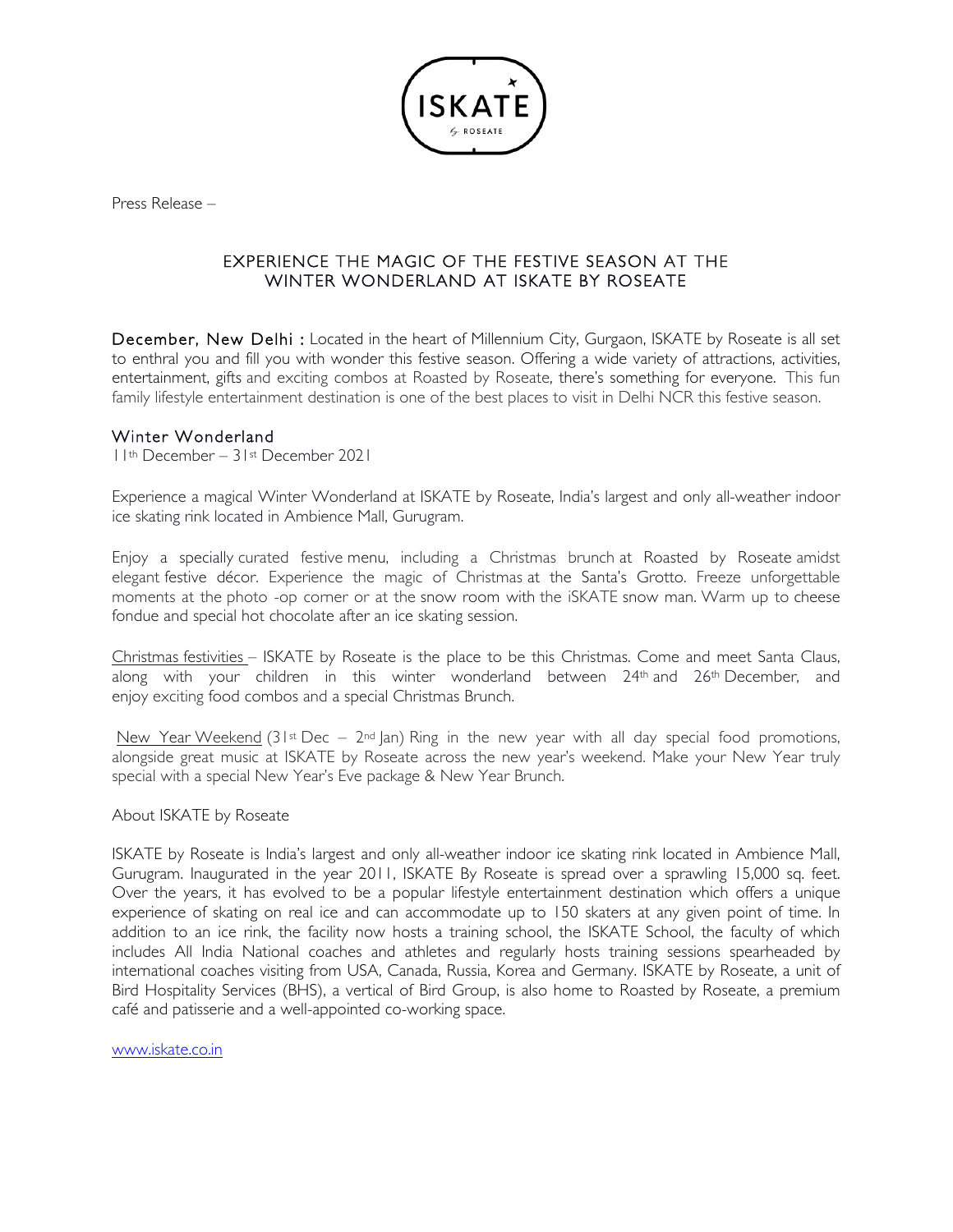Press Release –

# EXPERIENCE THE MAGIC OF THE FESTIVE SEASON AT THE WINTER WONDERLAND AT ISKATE BY ROSEATE

**December, New Delhi :** Located in the heart of Millennium City, Gurgaon, ISKATE by Roseate is all set to enthral you and fill you with wonder this festive season. Offering a wide variety of attractions, activities, entertainment, gifts and exciting combos at Roasted by Roseate, there's something for everyone. This fun family lifestyle entertainment destination is one of the best places to visit in Delhi NCR this festive season.

## Winter Wonderland

11th December – 31st December 2021

Experience a magical Winter Wonderland at ISKATE by Roseate, India's largest and only all-weather indoor ice skating rink located in Ambience Mall, Gurugram.

Enjoy a specially curated festive menu, including a Christmas brunch at Roasted by Roseate amidst elegant festive décor. Experience the magic of Christmas at the Santa's Grotto. Freeze unforgettable moments at the photo -op corner or at the snow room with the iSKATE snow man. Warm up to cheese fondue and special hot chocolate after an ice skating session.

<u>Christmas festivities</u> – ISKATE by Roseate is the place to be this Christmas. Come and meet Santa Claus, along with your children in this winter wonderland between 24th and 26th December, and enjoy exciting food combos and a special Christmas Brunch.

<u>New Year Weekend</u> (31st Dec – 2nd Jan) Ring in the new year with all day special food promotions, alongside great music at ISKATE by Roseate across the new year's weekend. Make your New Year truly special with a special New Year's Eve package & New Year Brunch.

About ISKATE by Roseate

ISKATE by Roseate is India's largest and only all-weather indoor ice skating rink located in Ambience Mall, Gurugram. Inaugurated in the year 2011, ISKATE By Roseate is spread over a sprawling 15,000 sq. feet. Over the years, it has evolved to be a popular lifestyle entertainment destination which offers a unique experience of skating on real ice and can accommodate up to 150 skaters at any given point of time. In addition to an ice rink, the facility now hosts a training school, the ISKATE School, the faculty of which includes All India National coaches and athletes and regularly hosts training sessions spearheaded by international coaches visiting from USA, Canada, Russia, Korea and Germany. ISKATE by Roseate, a unit of Bird Hospitality Services (BHS), a vertical of Bird Group, is also home to Roasted by Roseate, a premium café and patisserie and a well-appointed co-working space.

www.iskate.co.in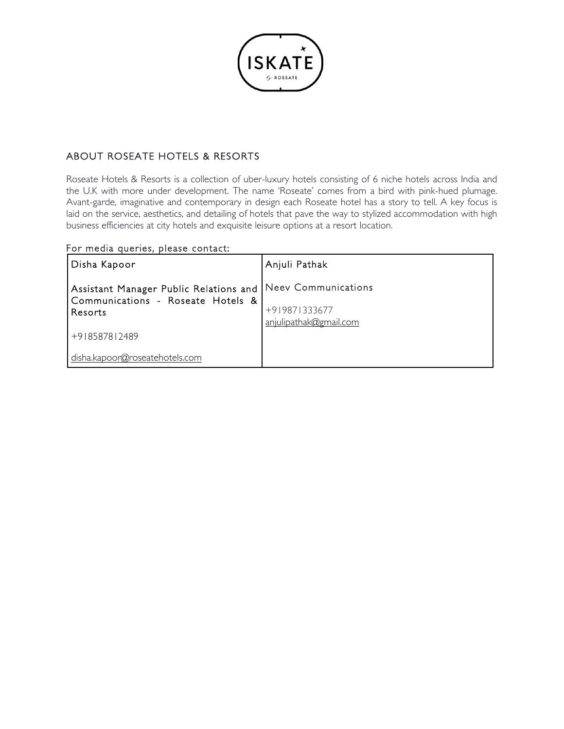## ABOUT ROSEATE HOTELS & RESORTS

Roseate Hotels & Resorts is a collection of uber-luxury hotels consisting of 6 niche hotels across India and the U.K with more under development. The name 'Roseate' comes from a bird with pink-hued plumage. Avant-garde, imaginative and contemporary in design each Roseate hotel has a story to tell. A key focus is laid on the service, aesthetics, and detailing of hotels that pave the way to stylized accommodation with high business efficiencies at city hotels and exquisite leisure options at a resort location.

For media queries, please contact:

| | |
|---|---|
| Disha Kapoor<br><br>Assistant Manager Public Relations and Communications - Roseate Hotels & Resorts<br><br>+918587812489<br><br>disha.kapoor@roseatehotels.com | Anjuli Pathak<br><br>Neev Communications<br><br>+919871333677<br>anjulipathak@gmail.com |